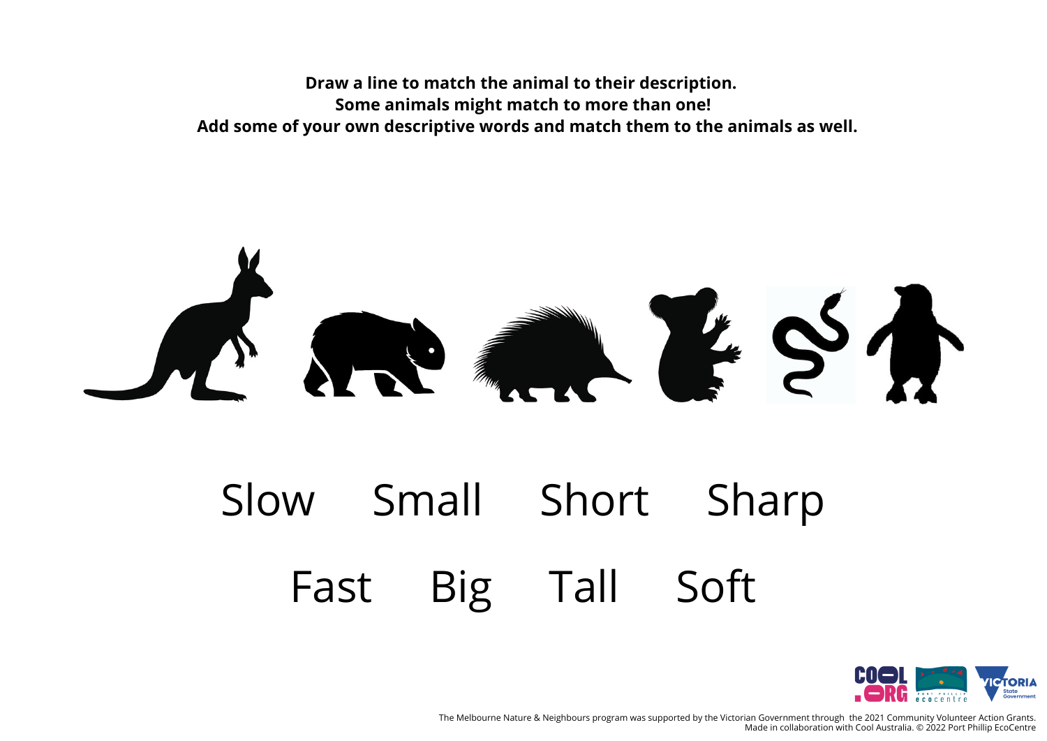**Draw a line to match the animal to their description.**
**Some animals might match to more than one!**
**Add some of your own descriptive words and match them to the animals as well.**

Slow Small Short Sharp

Fast Big Tall Soft

The Melbourne Nature & Neighbours program was supported by the Victorian Government through the 2021 Community Volunteer Action Grants.
Made in collaboration with Cool Australia. © 2022 Port Phillip EcoCentre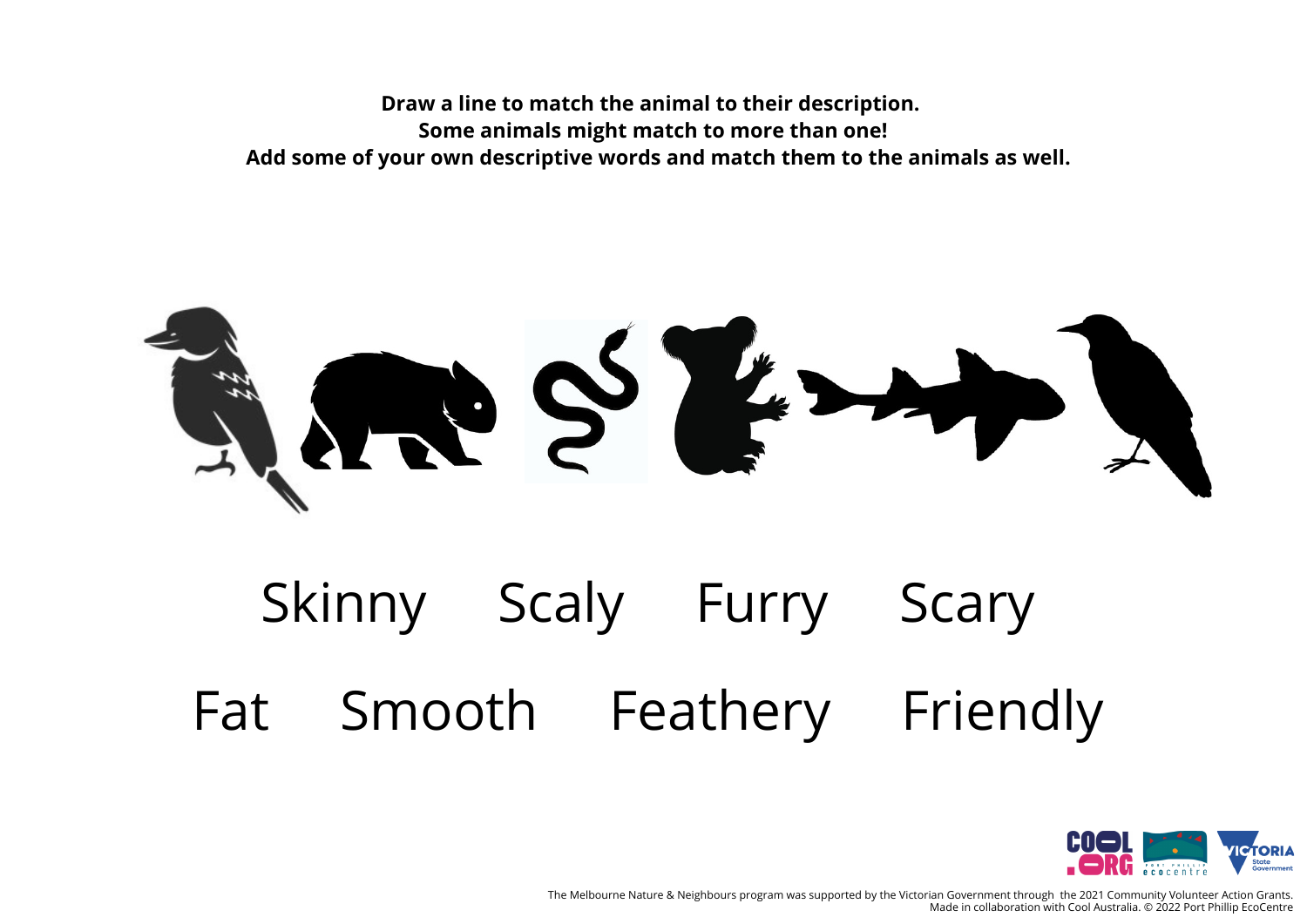**Draw a line to match the animal to their description.**
**Some animals might match to more than one!**
**Add some of your own descriptive words and match them to the animals as well.**

Skinny Scaly Furry Scary

Fat Smooth Feathery Friendly

The Melbourne Nature & Neighbours program was supported by the Victorian Government through the 2021 Community Volunteer Action Grants.
Made in collaboration with Cool Australia. © 2022 Port Phillip EcoCentre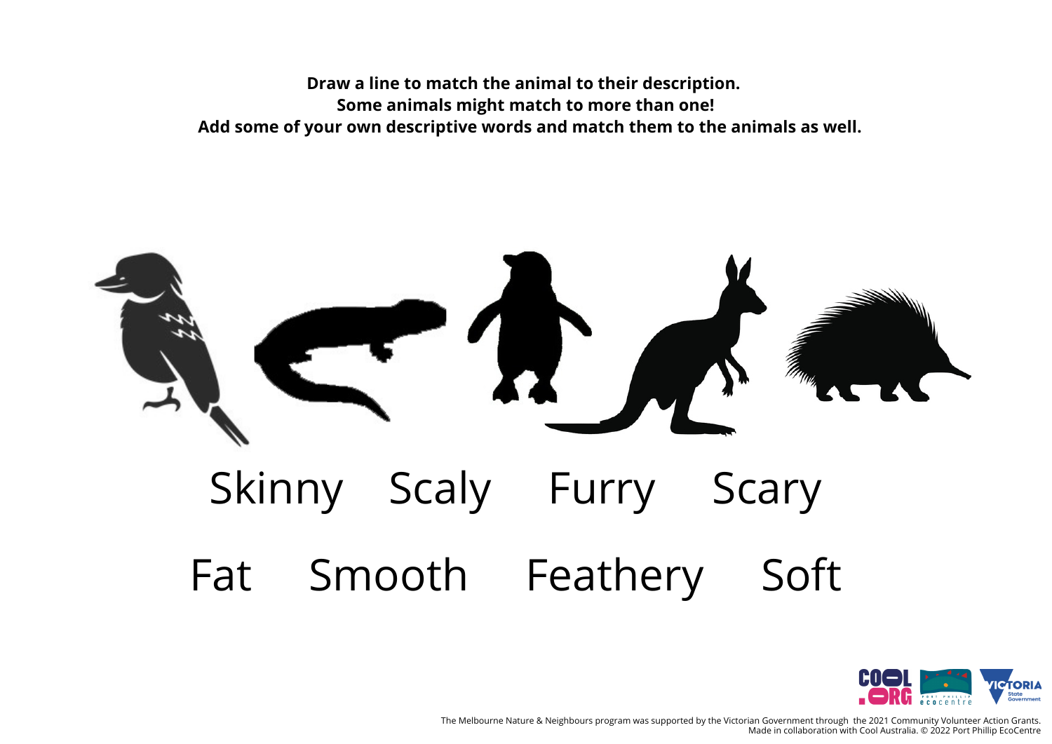**Draw a line to match the animal to their description.**
**Some animals might match to more than one!**
**Add some of your own descriptive words and match them to the animals as well.**

Skinny    Scaly    Furry    Scary

Fat    Smooth    Feathery    Soft

The Melbourne Nature & Neighbours program was supported by the Victorian Government through the 2021 Community Volunteer Action Grants.
Made in collaboration with Cool Australia. © 2022 Port Phillip EcoCentre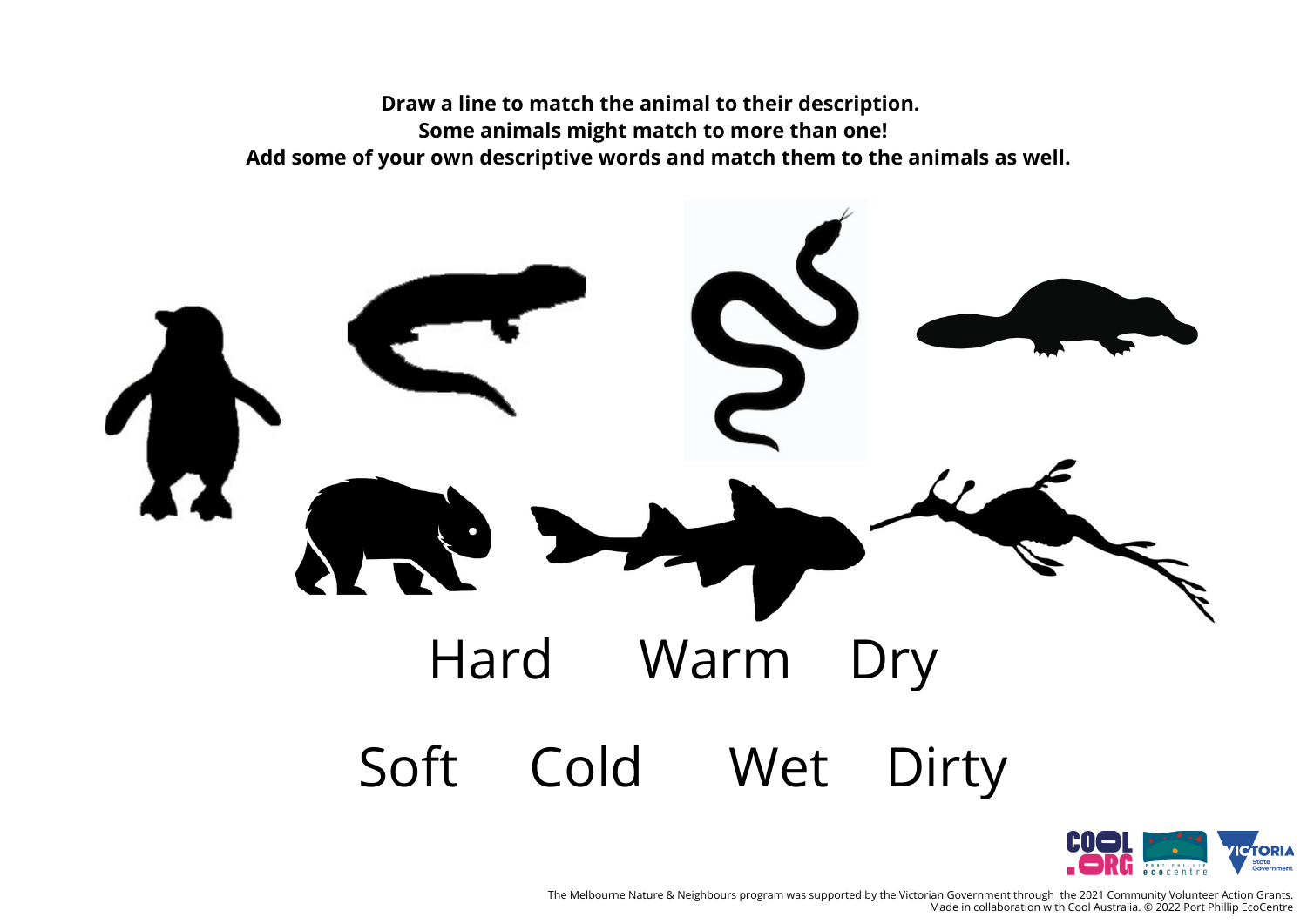**Draw a line to match the animal to their description.**
**Some animals might match to more than one!**
**Add some of your own descriptive words and match them to the animals as well.**

Hard Warm Dry

Soft Cold Wet Dirty

The Melbourne Nature & Neighbours program was supported by the Victorian Government through the 2021 Community Volunteer Action Grants.
Made in collaboration with Cool Australia. © 2022 Port Phillip EcoCentre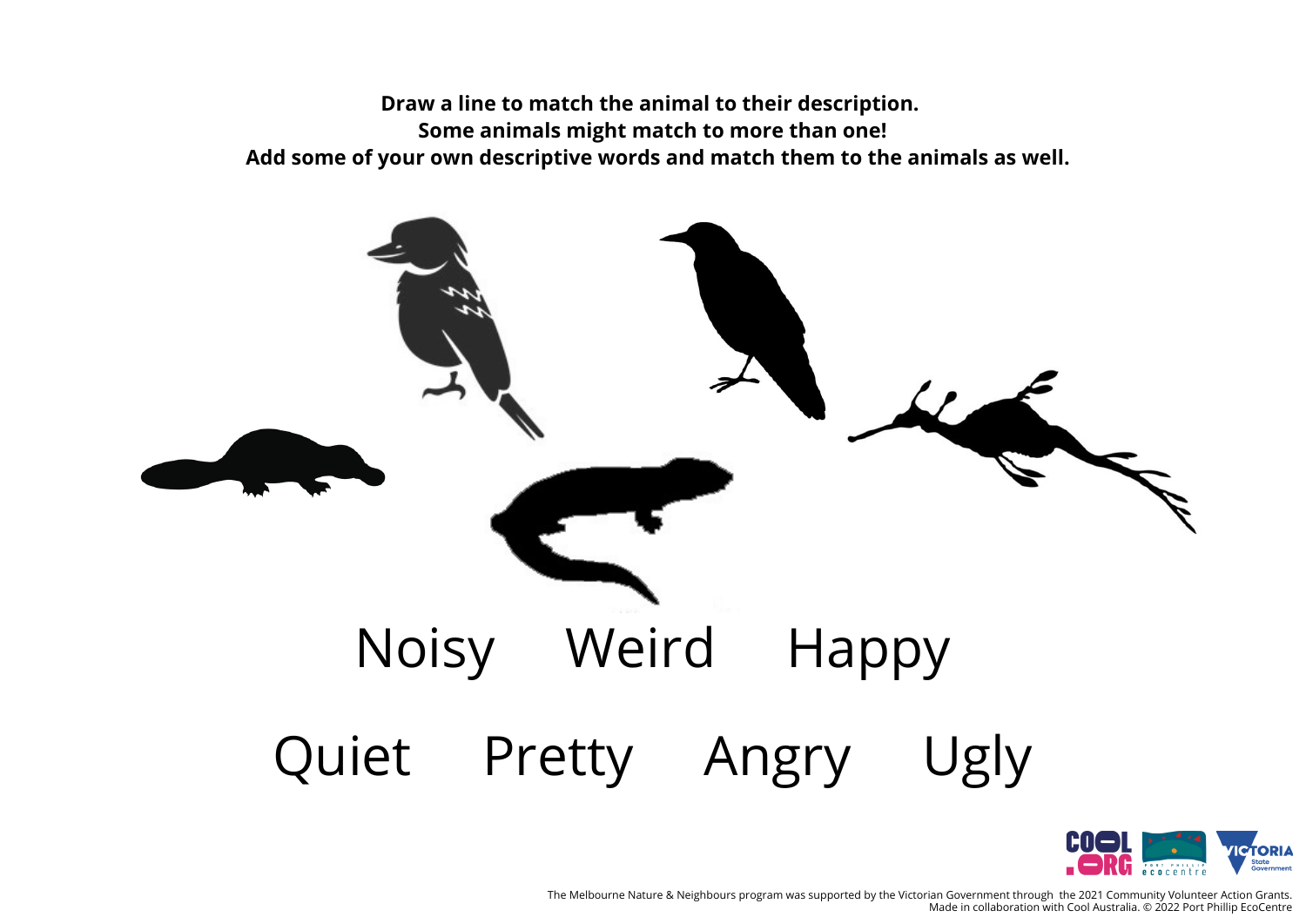**Draw a line to match the animal to their description.**
**Some animals might match to more than one!**
**Add some of your own descriptive words and match them to the animals as well.**

Noisy Weird Happy

Quiet Pretty Angry Ugly

The Melbourne Nature & Neighbours program was supported by the Victorian Government through the 2021 Community Volunteer Action Grants.
Made in collaboration with Cool Australia. © 2022 Port Phillip EcoCentre